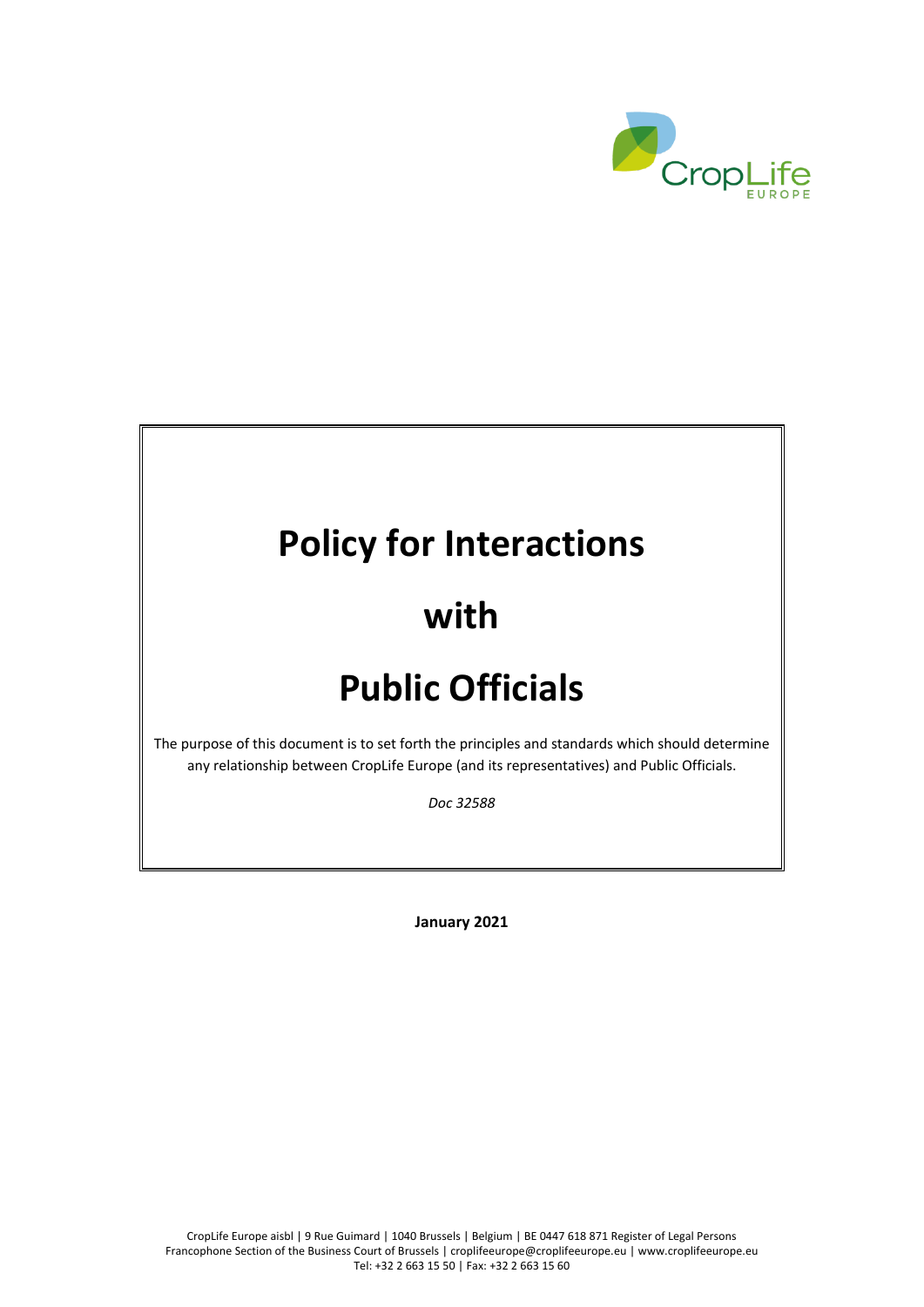# Policy for Interactions with Public Officials

The purpose of this document is to set forth the principles and standards which should determine any relationship between CropLife Europe (and its representatives) and Public Officials.

*Doc 32588*

**January 2021**

CropLife Europe aisbl | 9 Rue Guimard | 1040 Brussels | Belgium | BE 0447 618 871 Register of Legal Persons
Francophone Section of the Business Court of Brussels | croplifeeurope@croplifeeurope.eu | www.croplifeeurope.eu
Tel: +32 2 663 15 50 | Fax: +32 2 663 15 60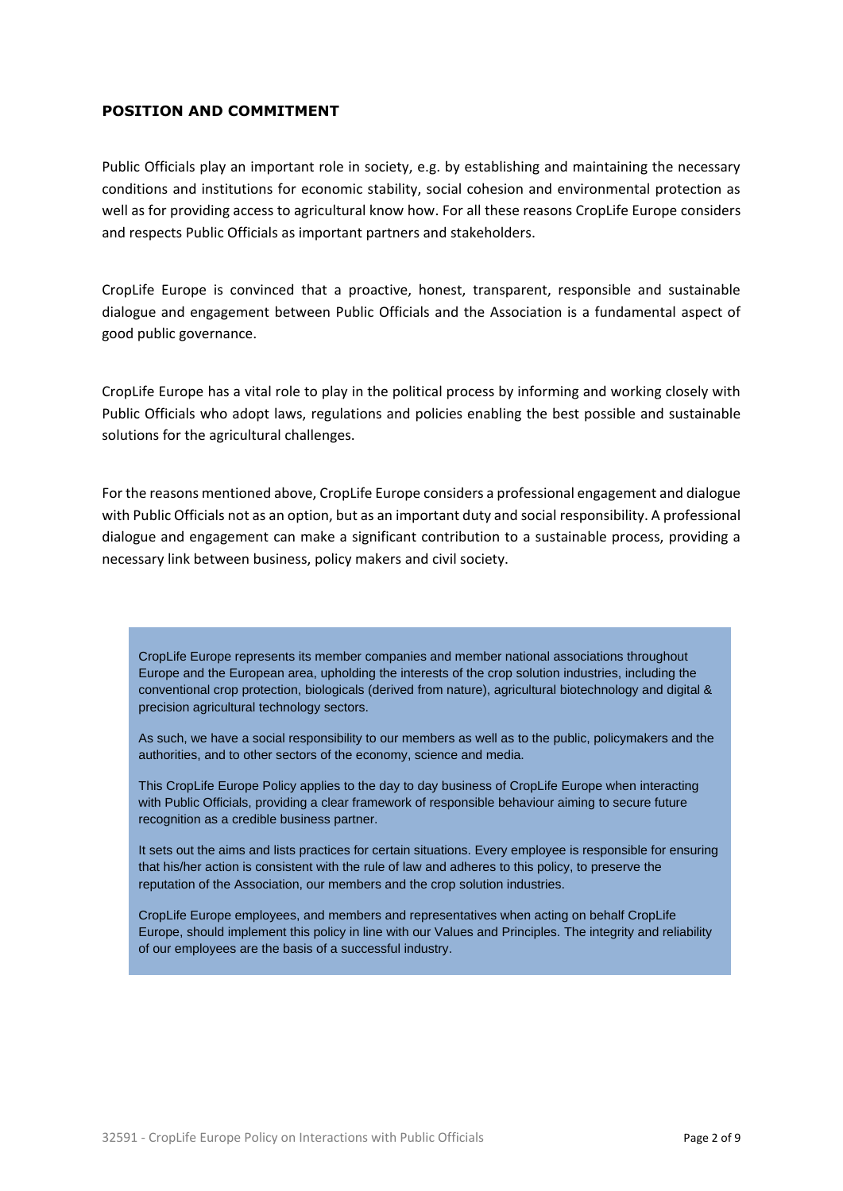## POSITION AND COMMITMENT

Public Officials play an important role in society, e.g. by establishing and maintaining the necessary conditions and institutions for economic stability, social cohesion and environmental protection as well as for providing access to agricultural know how. For all these reasons CropLife Europe considers and respects Public Officials as important partners and stakeholders.

CropLife Europe is convinced that a proactive, honest, transparent, responsible and sustainable dialogue and engagement between Public Officials and the Association is a fundamental aspect of good public governance.

CropLife Europe has a vital role to play in the political process by informing and working closely with Public Officials who adopt laws, regulations and policies enabling the best possible and sustainable solutions for the agricultural challenges.

For the reasons mentioned above, CropLife Europe considers a professional engagement and dialogue with Public Officials not as an option, but as an important duty and social responsibility. A professional dialogue and engagement can make a significant contribution to a sustainable process, providing a necessary link between business, policy makers and civil society.

CropLife Europe represents its member companies and member national associations throughout Europe and the European area, upholding the interests of the crop solution industries, including the conventional crop protection, biologicals (derived from nature), agricultural biotechnology and digital & precision agricultural technology sectors.

As such, we have a social responsibility to our members as well as to the public, policymakers and the authorities, and to other sectors of the economy, science and media.

This CropLife Europe Policy applies to the day to day business of CropLife Europe when interacting with Public Officials, providing a clear framework of responsible behaviour aiming to secure future recognition as a credible business partner.

It sets out the aims and lists practices for certain situations. Every employee is responsible for ensuring that his/her action is consistent with the rule of law and adheres to this policy, to preserve the reputation of the Association, our members and the crop solution industries.

CropLife Europe employees, and members and representatives when acting on behalf CropLife Europe, should implement this policy in line with our Values and Principles. The integrity and reliability of our employees are the basis of a successful industry.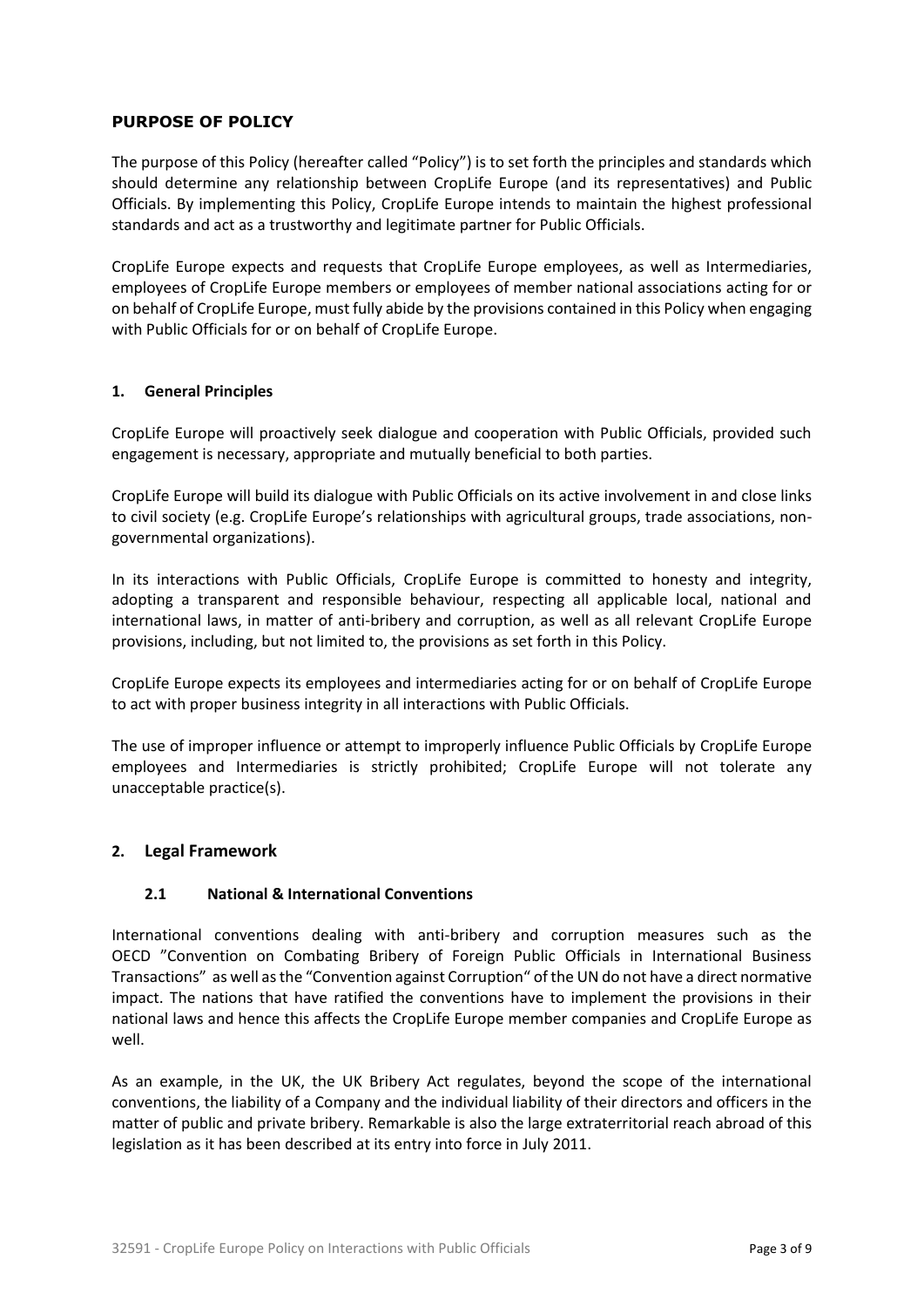## PURPOSE OF POLICY

The purpose of this Policy (hereafter called "Policy") is to set forth the principles and standards which should determine any relationship between CropLife Europe (and its representatives) and Public Officials. By implementing this Policy, CropLife Europe intends to maintain the highest professional standards and act as a trustworthy and legitimate partner for Public Officials.

CropLife Europe expects and requests that CropLife Europe employees, as well as Intermediaries, employees of CropLife Europe members or employees of member national associations acting for or on behalf of CropLife Europe, must fully abide by the provisions contained in this Policy when engaging with Public Officials for or on behalf of CropLife Europe.

### 1. General Principles

CropLife Europe will proactively seek dialogue and cooperation with Public Officials, provided such engagement is necessary, appropriate and mutually beneficial to both parties.

CropLife Europe will build its dialogue with Public Officials on its active involvement in and close links to civil society (e.g. CropLife Europe's relationships with agricultural groups, trade associations, non-governmental organizations).

In its interactions with Public Officials, CropLife Europe is committed to honesty and integrity, adopting a transparent and responsible behaviour, respecting all applicable local, national and international laws, in matter of anti-bribery and corruption, as well as all relevant CropLife Europe provisions, including, but not limited to, the provisions as set forth in this Policy.

CropLife Europe expects its employees and intermediaries acting for or on behalf of CropLife Europe to act with proper business integrity in all interactions with Public Officials.

The use of improper influence or attempt to improperly influence Public Officials by CropLife Europe employees and Intermediaries is strictly prohibited; CropLife Europe will not tolerate any unacceptable practice(s).

### 2. Legal Framework

#### 2.1 National & International Conventions

International conventions dealing with anti-bribery and corruption measures such as the OECD "Convention on Combating Bribery of Foreign Public Officials in International Business Transactions" as well as the "Convention against Corruption" of the UN do not have a direct normative impact. The nations that have ratified the conventions have to implement the provisions in their national laws and hence this affects the CropLife Europe member companies and CropLife Europe as well.

As an example, in the UK, the UK Bribery Act regulates, beyond the scope of the international conventions, the liability of a Company and the individual liability of their directors and officers in the matter of public and private bribery. Remarkable is also the large extraterritorial reach abroad of this legislation as it has been described at its entry into force in July 2011.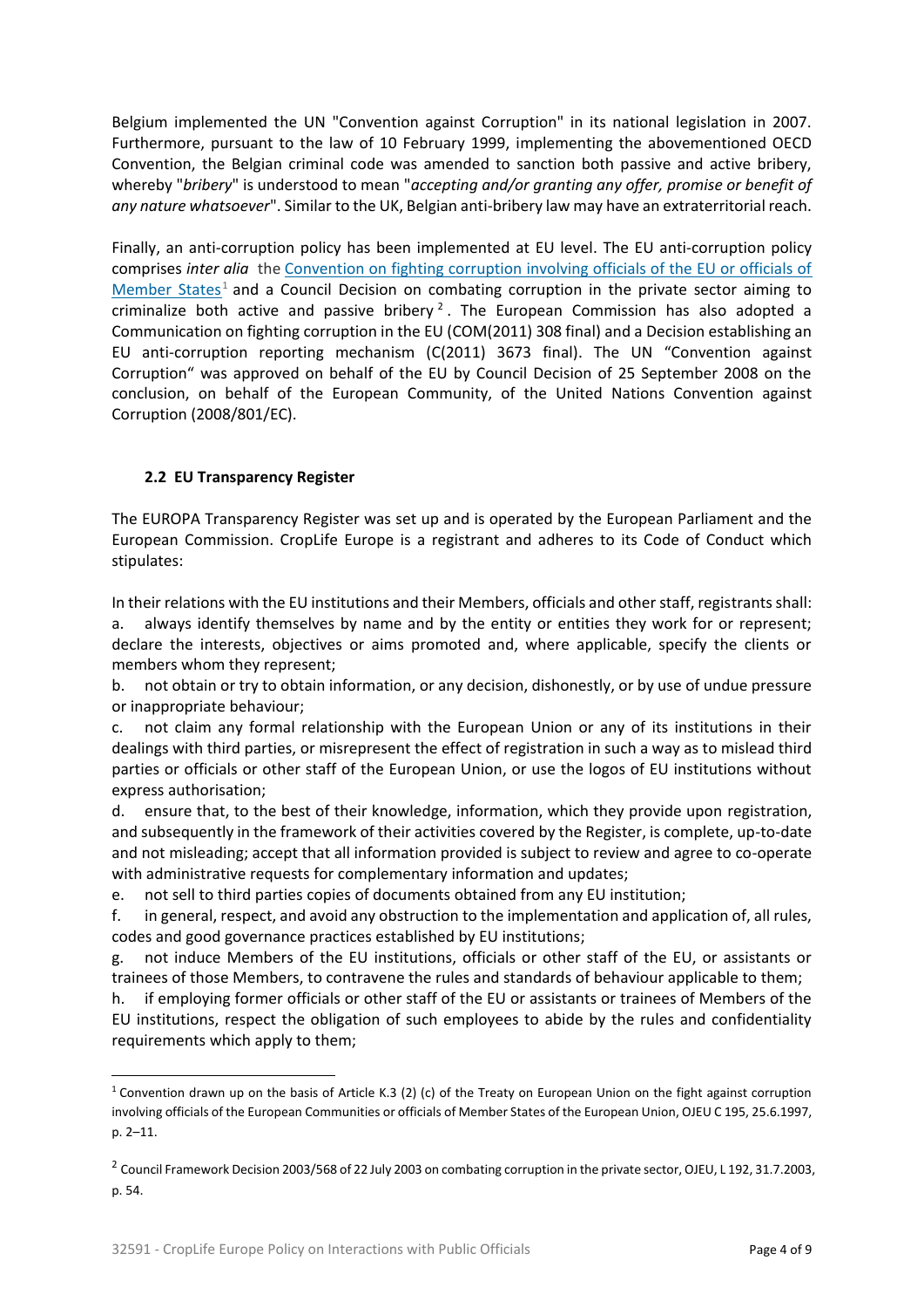Belgium implemented the UN "Convention against Corruption" in its national legislation in 2007. Furthermore, pursuant to the law of 10 February 1999, implementing the abovementioned OECD Convention, the Belgian criminal code was amended to sanction both passive and active bribery, whereby "*bribery*" is understood to mean "*accepting and/or granting any offer, promise or benefit of any nature whatsoever*". Similar to the UK, Belgian anti-bribery law may have an extraterritorial reach.

Finally, an anti-corruption policy has been implemented at EU level. The EU anti-corruption policy comprises *inter alia* the Convention on fighting corruption involving officials of the EU or officials of Member States[1] and a Council Decision on combating corruption in the private sector aiming to criminalize both active and passive bribery[2]. The European Commission has also adopted a Communication on fighting corruption in the EU (COM(2011) 308 final) and a Decision establishing an EU anti-corruption reporting mechanism (C(2011) 3673 final). The UN "Convention against Corruption" was approved on behalf of the EU by Council Decision of 25 September 2008 on the conclusion, on behalf of the European Community, of the United Nations Convention against Corruption (2008/801/EC).

### 2.2 EU Transparency Register

The EUROPA Transparency Register was set up and is operated by the European Parliament and the European Commission. CropLife Europe is a registrant and adheres to its Code of Conduct which stipulates:

In their relations with the EU institutions and their Members, officials and other staff, registrants shall:

a. always identify themselves by name and by the entity or entities they work for or represent; declare the interests, objectives or aims promoted and, where applicable, specify the clients or members whom they represent;

b. not obtain or try to obtain information, or any decision, dishonestly, or by use of undue pressure or inappropriate behaviour;

c. not claim any formal relationship with the European Union or any of its institutions in their dealings with third parties, or misrepresent the effect of registration in such a way as to mislead third parties or officials or other staff of the European Union, or use the logos of EU institutions without express authorisation;

d. ensure that, to the best of their knowledge, information, which they provide upon registration, and subsequently in the framework of their activities covered by the Register, is complete, up-to-date and not misleading; accept that all information provided is subject to review and agree to co-operate with administrative requests for complementary information and updates;

e. not sell to third parties copies of documents obtained from any EU institution;

f. in general, respect, and avoid any obstruction to the implementation and application of, all rules, codes and good governance practices established by EU institutions;

g. not induce Members of the EU institutions, officials or other staff of the EU, or assistants or trainees of those Members, to contravene the rules and standards of behaviour applicable to them;

h. if employing former officials or other staff of the EU or assistants or trainees of Members of the EU institutions, respect the obligation of such employees to abide by the rules and confidentiality requirements which apply to them;

---

[1] Convention drawn up on the basis of Article K.3 (2) (c) of the Treaty on European Union on the fight against corruption involving officials of the European Communities or officials of Member States of the European Union, OJEU C 195, 25.6.1997, p. 2–11.

[2] Council Framework Decision 2003/568 of 22 July 2003 on combating corruption in the private sector, OJEU, L 192, 31.7.2003, p. 54.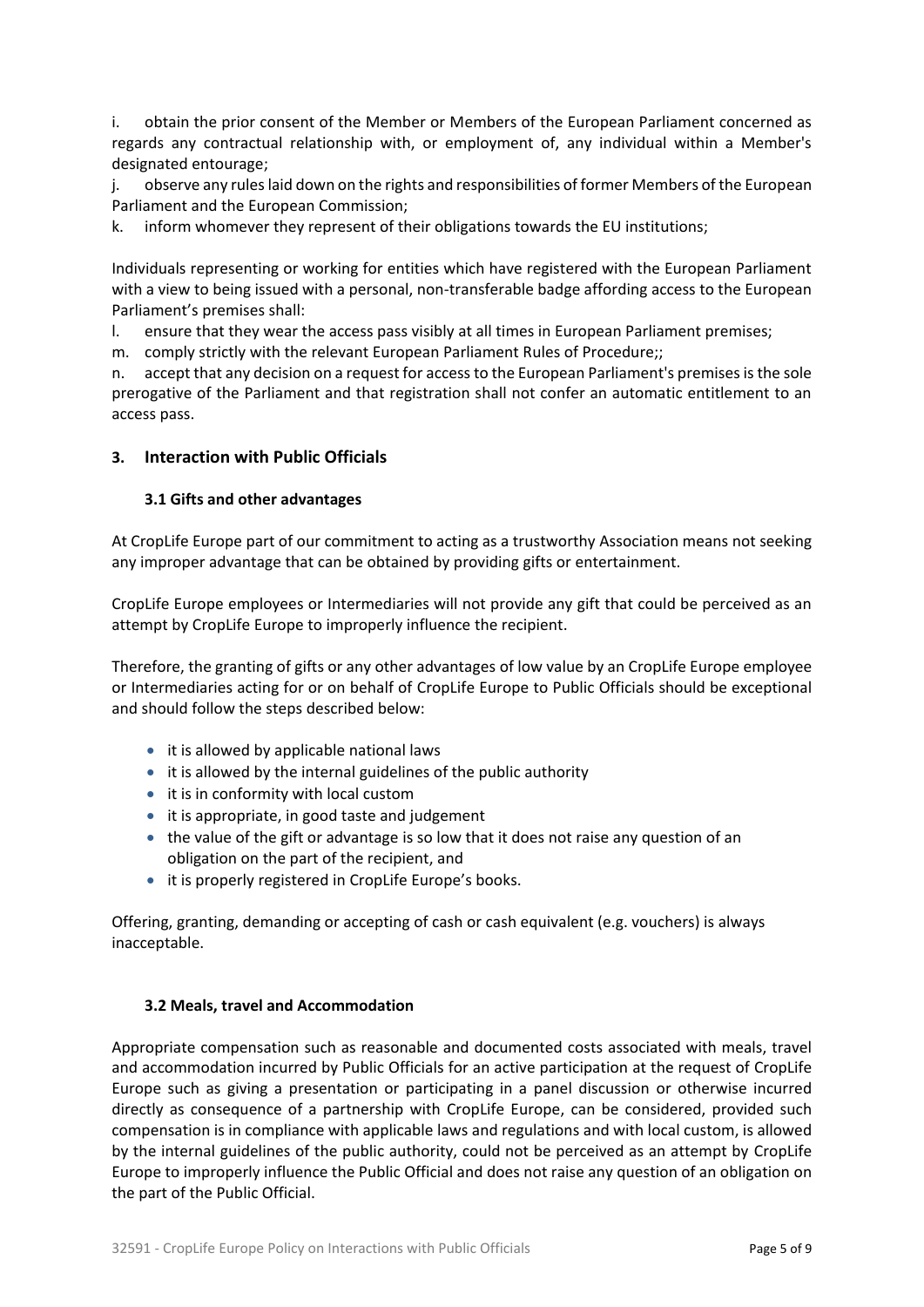i. obtain the prior consent of the Member or Members of the European Parliament concerned as regards any contractual relationship with, or employment of, any individual within a Member's designated entourage;

j. observe any rules laid down on the rights and responsibilities of former Members of the European Parliament and the European Commission;

k. inform whomever they represent of their obligations towards the EU institutions;

Individuals representing or working for entities which have registered with the European Parliament with a view to being issued with a personal, non-transferable badge affording access to the European Parliament's premises shall:

l. ensure that they wear the access pass visibly at all times in European Parliament premises;

m. comply strictly with the relevant European Parliament Rules of Procedure;;

n. accept that any decision on a request for access to the European Parliament's premises is the sole prerogative of the Parliament and that registration shall not confer an automatic entitlement to an access pass.

## 3. Interaction with Public Officials

### 3.1 Gifts and other advantages

At CropLife Europe part of our commitment to acting as a trustworthy Association means not seeking any improper advantage that can be obtained by providing gifts or entertainment.

CropLife Europe employees or Intermediaries will not provide any gift that could be perceived as an attempt by CropLife Europe to improperly influence the recipient.

Therefore, the granting of gifts or any other advantages of low value by an CropLife Europe employee or Intermediaries acting for or on behalf of CropLife Europe to Public Officials should be exceptional and should follow the steps described below:

- it is allowed by applicable national laws
- it is allowed by the internal guidelines of the public authority
- it is in conformity with local custom
- it is appropriate, in good taste and judgement
- the value of the gift or advantage is so low that it does not raise any question of an obligation on the part of the recipient, and
- it is properly registered in CropLife Europe's books.

Offering, granting, demanding or accepting of cash or cash equivalent (e.g. vouchers) is always inacceptable.

### 3.2 Meals, travel and Accommodation

Appropriate compensation such as reasonable and documented costs associated with meals, travel and accommodation incurred by Public Officials for an active participation at the request of CropLife Europe such as giving a presentation or participating in a panel discussion or otherwise incurred directly as consequence of a partnership with CropLife Europe, can be considered, provided such compensation is in compliance with applicable laws and regulations and with local custom, is allowed by the internal guidelines of the public authority, could not be perceived as an attempt by CropLife Europe to improperly influence the Public Official and does not raise any question of an obligation on the part of the Public Official.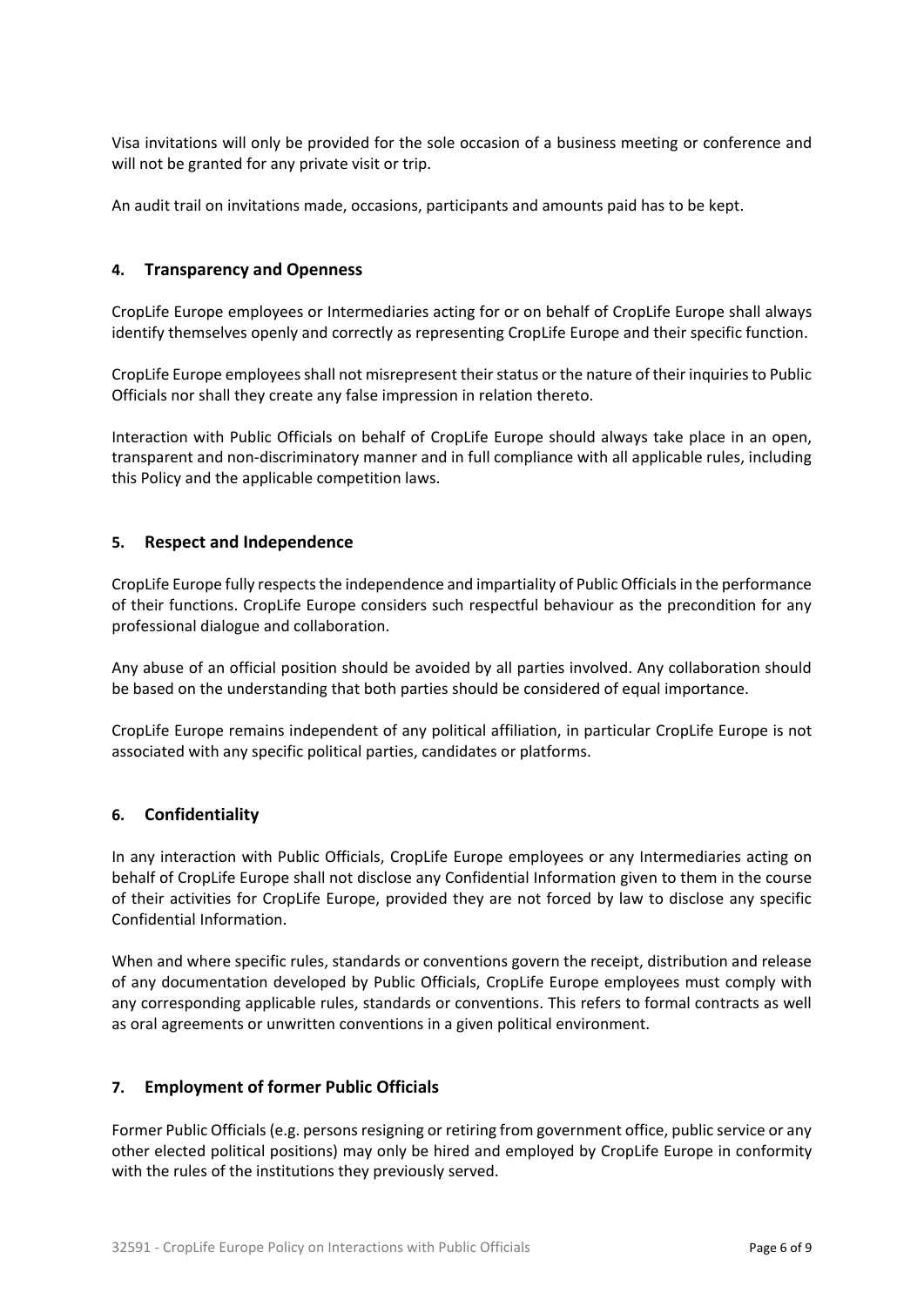Visa invitations will only be provided for the sole occasion of a business meeting or conference and will not be granted for any private visit or trip.

An audit trail on invitations made, occasions, participants and amounts paid has to be kept.

## 4. Transparency and Openness

CropLife Europe employees or Intermediaries acting for or on behalf of CropLife Europe shall always identify themselves openly and correctly as representing CropLife Europe and their specific function.

CropLife Europe employees shall not misrepresent their status or the nature of their inquiries to Public Officials nor shall they create any false impression in relation thereto.

Interaction with Public Officials on behalf of CropLife Europe should always take place in an open, transparent and non-discriminatory manner and in full compliance with all applicable rules, including this Policy and the applicable competition laws.

## 5. Respect and Independence

CropLife Europe fully respects the independence and impartiality of Public Officials in the performance of their functions. CropLife Europe considers such respectful behaviour as the precondition for any professional dialogue and collaboration.

Any abuse of an official position should be avoided by all parties involved. Any collaboration should be based on the understanding that both parties should be considered of equal importance.

CropLife Europe remains independent of any political affiliation, in particular CropLife Europe is not associated with any specific political parties, candidates or platforms.

## 6. Confidentiality

In any interaction with Public Officials, CropLife Europe employees or any Intermediaries acting on behalf of CropLife Europe shall not disclose any Confidential Information given to them in the course of their activities for CropLife Europe, provided they are not forced by law to disclose any specific Confidential Information.

When and where specific rules, standards or conventions govern the receipt, distribution and release of any documentation developed by Public Officials, CropLife Europe employees must comply with any corresponding applicable rules, standards or conventions. This refers to formal contracts as well as oral agreements or unwritten conventions in a given political environment.

## 7. Employment of former Public Officials

Former Public Officials (e.g. persons resigning or retiring from government office, public service or any other elected political positions) may only be hired and employed by CropLife Europe in conformity with the rules of the institutions they previously served.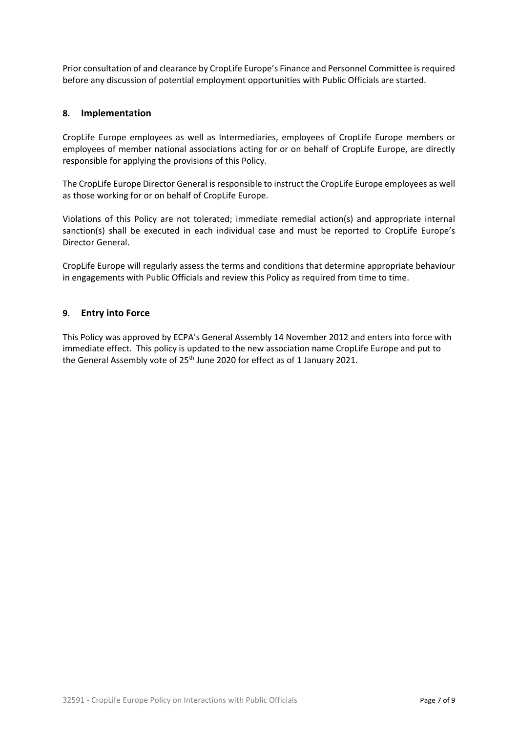Prior consultation of and clearance by CropLife Europe's Finance and Personnel Committee is required before any discussion of potential employment opportunities with Public Officials are started.

## 8. Implementation

CropLife Europe employees as well as Intermediaries, employees of CropLife Europe members or employees of member national associations acting for or on behalf of CropLife Europe, are directly responsible for applying the provisions of this Policy.

The CropLife Europe Director General is responsible to instruct the CropLife Europe employees as well as those working for or on behalf of CropLife Europe.

Violations of this Policy are not tolerated; immediate remedial action(s) and appropriate internal sanction(s) shall be executed in each individual case and must be reported to CropLife Europe's Director General.

CropLife Europe will regularly assess the terms and conditions that determine appropriate behaviour in engagements with Public Officials and review this Policy as required from time to time.

## 9. Entry into Force

This Policy was approved by ECPA's General Assembly 14 November 2012 and enters into force with immediate effect. This policy is updated to the new association name CropLife Europe and put to the General Assembly vote of 25th June 2020 for effect as of 1 January 2021.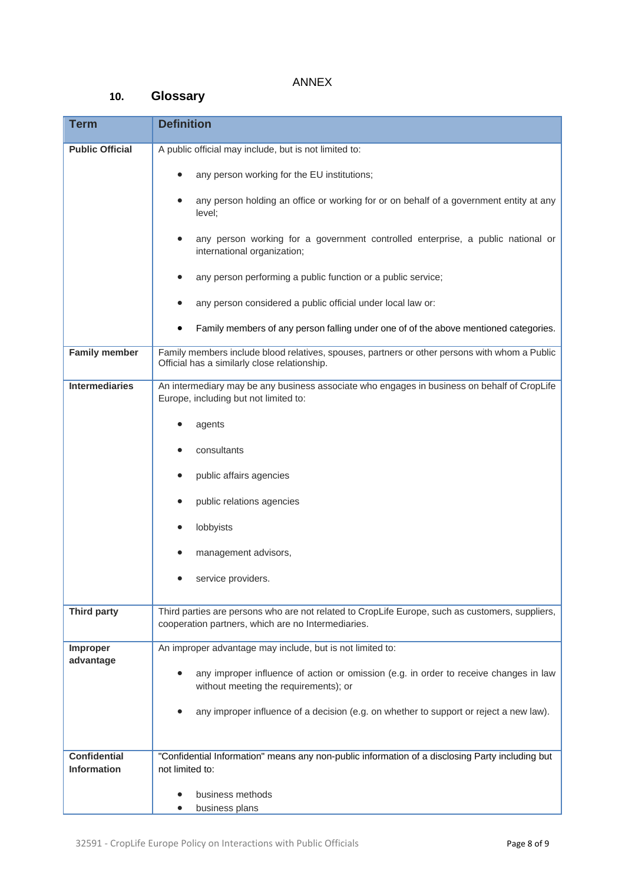ANNEX

## 10. Glossary

| Term | Definition |
|---|---|
| **Public Official** | A public official may include, but is not limited to:<br><br>• any person working for the EU institutions;<br>• any person holding an office or working for or on behalf of a government entity at any level;<br>• any person working for a government controlled enterprise, a public national or international organization;<br>• any person performing a public function or a public service;<br>• any person considered a public official under local law or:<br>• Family members of any person falling under one of of the above mentioned categories. |
| **Family member** | Family members include blood relatives, spouses, partners or other persons with whom a Public Official has a similarly close relationship. |
| **Intermediaries** | An intermediary may be any business associate who engages in business on behalf of CropLife Europe, including but not limited to:<br><br>• agents<br>• consultants<br>• public affairs agencies<br>• public relations agencies<br>• lobbyists<br>• management advisors,<br>• service providers. |
| **Third party** | Third parties are persons who are not related to CropLife Europe, such as customers, suppliers, cooperation partners, which are no Intermediaries. |
| **Improper advantage** | An improper advantage may include, but is not limited to:<br><br>• any improper influence of action or omission (e.g. in order to receive changes in law without meeting the requirements); or<br>• any improper influence of a decision (e.g. on whether to support or reject a new law). |
| **Confidential Information** | "Confidential Information" means any non-public information of a disclosing Party including but not limited to:<br><br>• business methods<br>• business plans |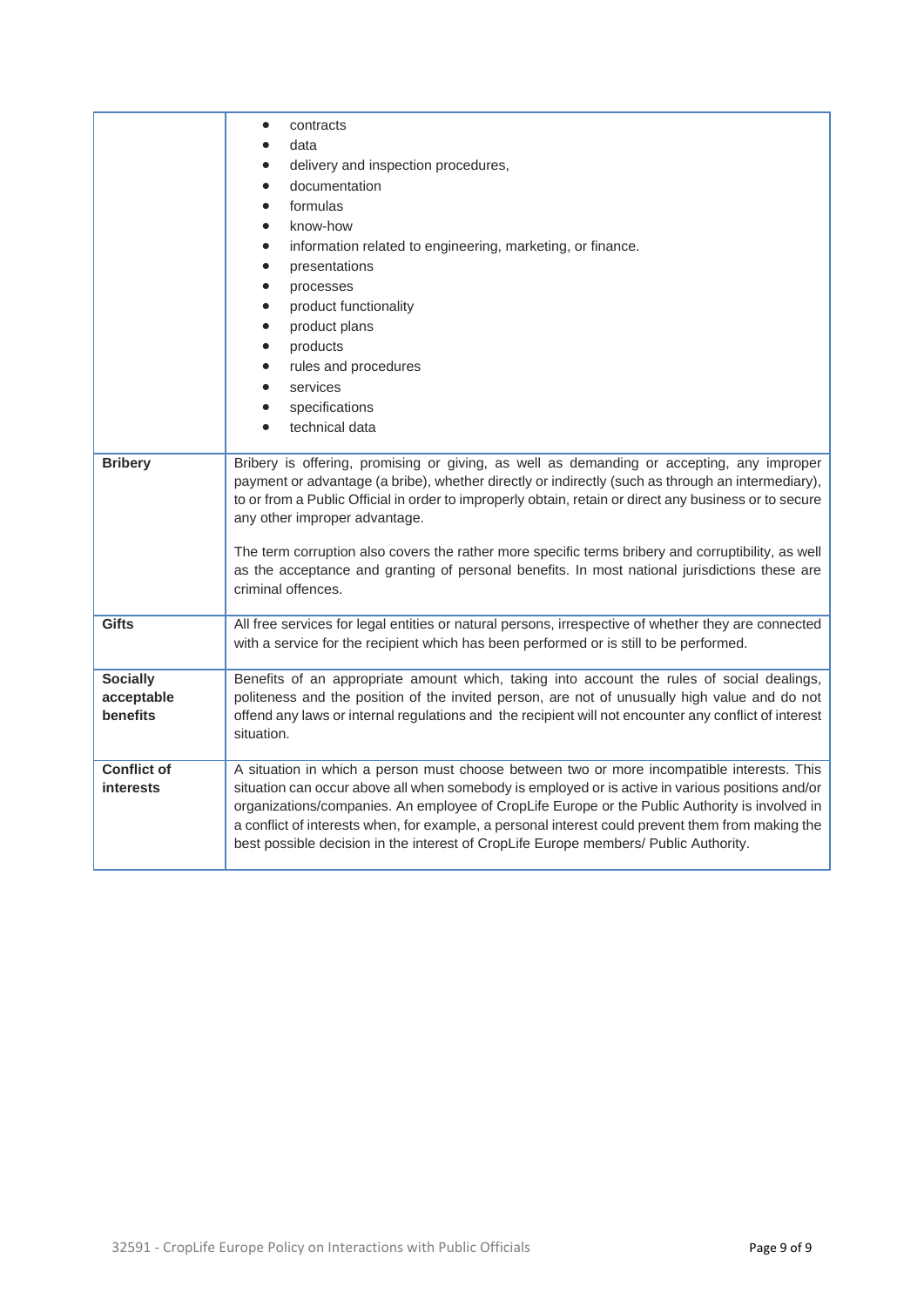| | |
|---|---|
| | • contracts<br>• data<br>• delivery and inspection procedures,<br>• documentation<br>• formulas<br>• know-how<br>• information related to engineering, marketing, or finance.<br>• presentations<br>• processes<br>• product functionality<br>• product plans<br>• products<br>• rules and procedures<br>• services<br>• specifications<br>• technical data |
| **Bribery** | Bribery is offering, promising or giving, as well as demanding or accepting, any improper payment or advantage (a bribe), whether directly or indirectly (such as through an intermediary), to or from a Public Official in order to improperly obtain, retain or direct any business or to secure any other improper advantage.<br><br>The term corruption also covers the rather more specific terms bribery and corruptibility, as well as the acceptance and granting of personal benefits. In most national jurisdictions these are criminal offences. |
| **Gifts** | All free services for legal entities or natural persons, irrespective of whether they are connected with a service for the recipient which has been performed or is still to be performed. |
| **Socially acceptable benefits** | Benefits of an appropriate amount which, taking into account the rules of social dealings, politeness and the position of the invited person, are not of unusually high value and do not offend any laws or internal regulations and the recipient will not encounter any conflict of interest situation. |
| **Conflict of interests** | A situation in which a person must choose between two or more incompatible interests. This situation can occur above all when somebody is employed or is active in various positions and/or organizations/companies. An employee of CropLife Europe or the Public Authority is involved in a conflict of interests when, for example, a personal interest could prevent them from making the best possible decision in the interest of CropLife Europe members/ Public Authority. |